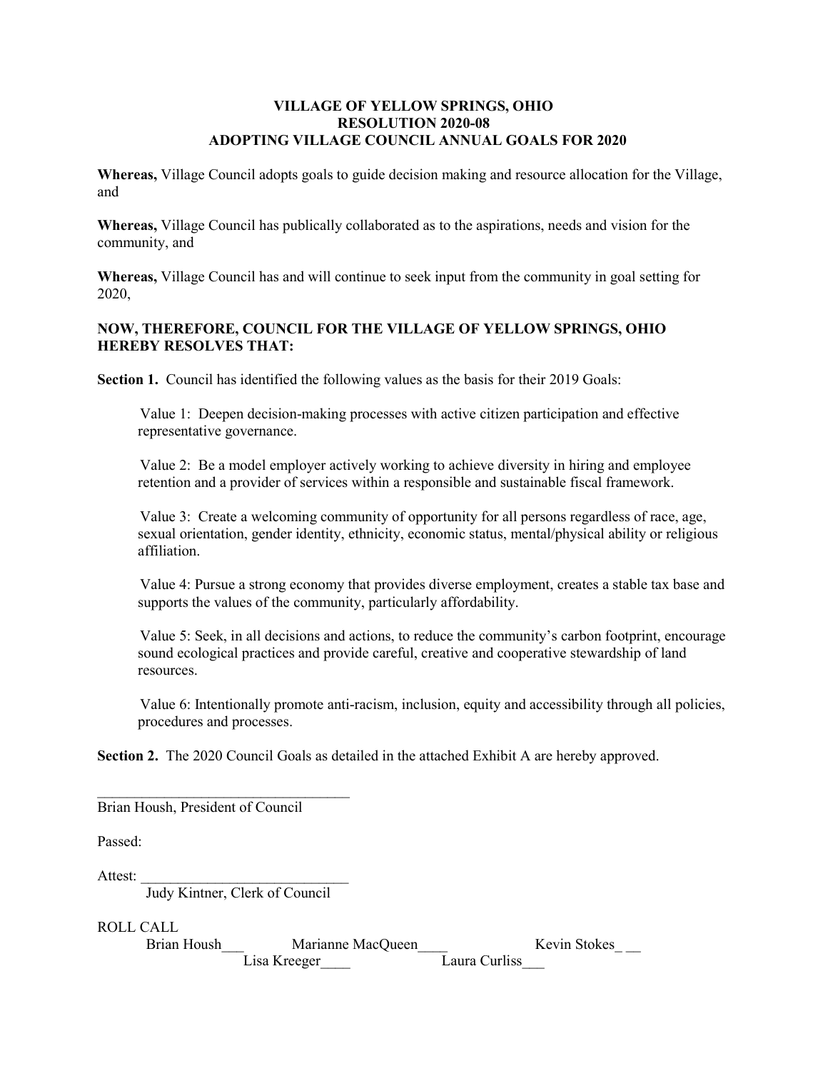**VILLAGE OF YELLOW SPRINGS, OHIO**
**RESOLUTION 2020-08**
**ADOPTING VILLAGE COUNCIL ANNUAL GOALS FOR 2020**

**Whereas,** Village Council adopts goals to guide decision making and resource allocation for the Village, and

**Whereas,** Village Council has publically collaborated as to the aspirations, needs and vision for the community, and

**Whereas,** Village Council has and will continue to seek input from the community in goal setting for 2020,

**NOW, THEREFORE, COUNCIL FOR THE VILLAGE OF YELLOW SPRINGS, OHIO HEREBY RESOLVES THAT:**

**Section 1.** Council has identified the following values as the basis for their 2019 Goals:

Value 1: Deepen decision-making processes with active citizen participation and effective representative governance.

Value 2: Be a model employer actively working to achieve diversity in hiring and employee retention and a provider of services within a responsible and sustainable fiscal framework.

Value 3: Create a welcoming community of opportunity for all persons regardless of race, age, sexual orientation, gender identity, ethnicity, economic status, mental/physical ability or religious affiliation.

Value 4: Pursue a strong economy that provides diverse employment, creates a stable tax base and supports the values of the community, particularly affordability.

Value 5: Seek, in all decisions and actions, to reduce the community's carbon footprint, encourage sound ecological practices and provide careful, creative and cooperative stewardship of land resources.

Value 6: Intentionally promote anti-racism, inclusion, equity and accessibility through all policies, procedures and processes.

**Section 2.** The 2020 Council Goals as detailed in the attached Exhibit A are hereby approved.

___________________________________
Brian Housh, President of Council

Passed:

Attest: ____________________________
Judy Kintner, Clerk of Council

ROLL CALL

Brian Housh___ Marianne MacQueen____ Kevin Stokes_ __
Lisa Kreeger____ Laura Curliss___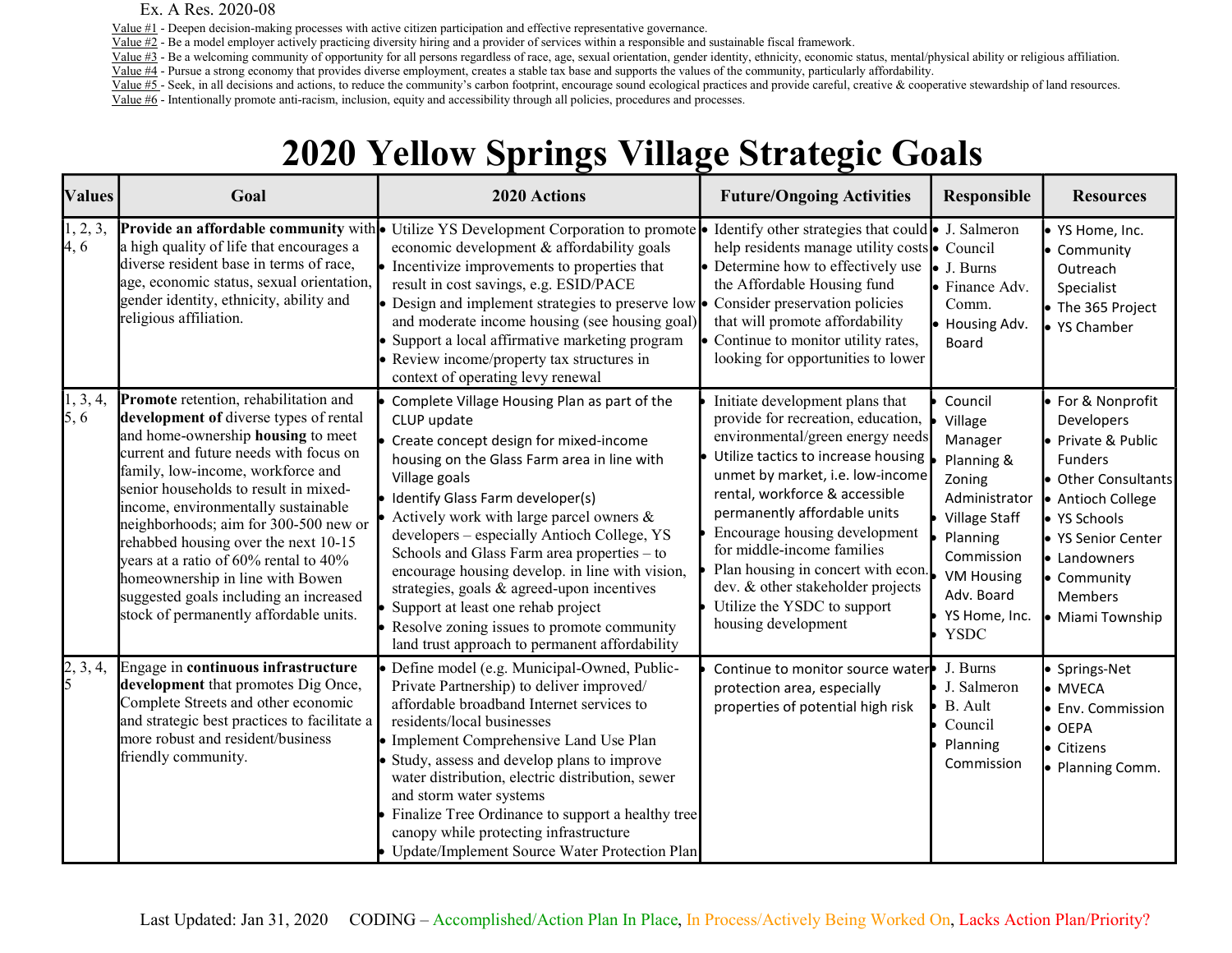Ex. A Res. 2020-08

Value #1 - Deepen decision-making processes with active citizen participation and effective representative governance.
Value #2 - Be a model employer actively practicing diversity hiring and a provider of services within a responsible and sustainable fiscal framework.
Value #3 - Be a welcoming community of opportunity for all persons regardless of race, age, sexual orientation, gender identity, ethnicity, economic status, mental/physical ability or religious affiliation.
Value #4 - Pursue a strong economy that provides diverse employment, creates a stable tax base and supports the values of the community, particularly affordability.
Value #5 - Seek, in all decisions and actions, to reduce the community's carbon footprint, encourage sound ecological practices and provide careful, creative & cooperative stewardship of land resources.
Value #6 - Intentionally promote anti-racism, inclusion, equity and accessibility through all policies, procedures and processes.

# 2020 Yellow Springs Village Strategic Goals

| Values | Goal | 2020 Actions | Future/Ongoing Activities | Responsible | Resources |
|---|---|---|---|---|---|
| 1, 2, 3, 4, 6 | **Provide an affordable community** with a high quality of life that encourages a diverse resident base in terms of race, age, economic status, sexual orientation, gender identity, ethnicity, ability and religious affiliation. | • Utilize YS Development Corporation to promote economic development & affordability goals<br>• Incentivize improvements to properties that result in cost savings, e.g. ESID/PACE<br>• Design and implement strategies to preserve low and moderate income housing (see housing goal)<br>• Support a local affirmative marketing program<br>• Review income/property tax structures in context of operating levy renewal | • Identify other strategies that could help residents manage utility costs<br>• Determine how to effectively use the Affordable Housing fund<br>• Consider preservation policies that will promote affordability<br>• Continue to monitor utility rates, looking for opportunities to lower | • J. Salmeron<br>• Council<br>• J. Burns<br>• Finance Adv. Comm.<br>• Housing Adv. Board | • YS Home, Inc.<br>• Community Outreach Specialist<br>• The 365 Project<br>• YS Chamber |
| 1, 3, 4, 5, 6 | **Promote** retention, rehabilitation and **development of** diverse types of rental and home-ownership **housing** to meet current and future needs with focus on family, low-income, workforce and senior households to result in mixed-income, environmentally sustainable neighborhoods; aim for 300-500 new or rehabbed housing over the next 10-15 years at a ratio of 60% rental to 40% homeownership in line with Bowen suggested goals including an increased stock of permanently affordable units. | • Complete Village Housing Plan as part of the CLUP update<br>• Create concept design for mixed-income housing on the Glass Farm area in line with Village goals<br>• Identify Glass Farm developer(s)<br>• Actively work with large parcel owners & developers – especially Antioch College, YS Schools and Glass Farm area properties – to encourage housing develop. in line with vision, strategies, goals & agreed-upon incentives<br>• Support at least one rehab project<br>• Resolve zoning issues to promote community land trust approach to permanent affordability | • Initiate development plans that provide for recreation, education, environmental/green energy needs<br>• Utilize tactics to increase housing unmet by market, i.e. low-income rental, workforce & accessible permanently affordable units<br>• Encourage housing development for middle-income families<br>• Plan housing in concert with econ. dev. & other stakeholder projects<br>• Utilize the YSDC to support housing development | • Council<br>• Village Manager<br>• Planning & Zoning Administrator<br>• Village Staff<br>• Planning Commission<br>• VM Housing Adv. Board<br>• YS Home, Inc.<br>• YSDC | • For & Nonprofit Developers<br>• Private & Public Funders<br>• Other Consultants<br>• Antioch College<br>• YS Schools<br>• YS Senior Center<br>• Landowners<br>• Community Members<br>• Miami Township |
| 2, 3, 4, 5 | Engage in **continuous infrastructure development** that promotes Dig Once, Complete Streets and other economic and strategic best practices to facilitate a more robust and resident/business friendly community. | • Define model (e.g. Municipal-Owned, Public-Private Partnership) to deliver improved/ affordable broadband Internet services to residents/local businesses<br>• Implement Comprehensive Land Use Plan<br>• Study, assess and develop plans to improve water distribution, electric distribution, sewer and storm water systems<br>• Finalize Tree Ordinance to support a healthy tree canopy while protecting infrastructure<br>• Update/Implement Source Water Protection Plan | • Continue to monitor source water protection area, especially properties of potential high risk | • J. Burns<br>• J. Salmeron<br>• B. Ault<br>• Council<br>• Planning Commission | • Springs-Net<br>• MVECA<br>• Env. Commission<br>• OEPA<br>• Citizens<br>• Planning Comm. |

Last Updated: Jan 31, 2020 CODING – Accomplished/Action Plan In Place, In Process/Actively Being Worked On, Lacks Action Plan/Priority?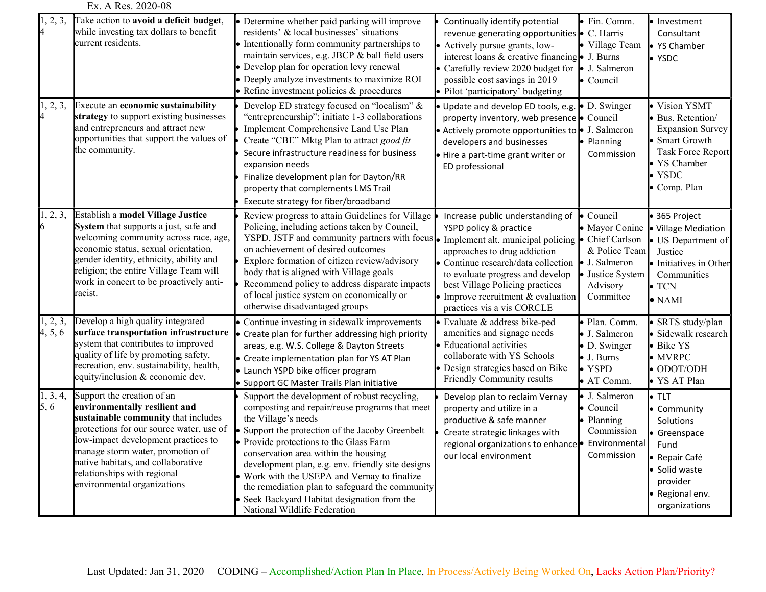Ex. A Res. 2020-08

| | | | | | |
|---|---|---|---|---|---|
| 1, 2, 3, 4 | Take action to **avoid a deficit budget**, while investing tax dollars to benefit current residents. | • Determine whether paid parking will improve residents' & local businesses' situations<br>• Intentionally form community partnerships to maintain services, e.g. JBCP & ball field users<br>• Develop plan for operation levy renewal<br>• Deeply analyze investments to maximize ROI<br>• Refine investment policies & procedures | • Continually identify potential revenue generating opportunities<br>• Actively pursue grants, low-interest loans & creative financing<br>• Carefully review 2020 budget for possible cost savings in 2019<br>• Pilot 'participatory' budgeting | • Fin. Comm.<br>• C. Harris<br>• Village Team<br>• J. Burns<br>• J. Salmeron<br>• Council | • Investment Consultant<br>• YS Chamber<br>• YSDC |
| 1, 2, 3, 4 | Execute an **economic sustainability strategy** to support existing businesses and entrepreneurs and attract new opportunities that support the values of the community. | • Develop ED strategy focused on "localism" & "entrepreneurship"; initiate 1-3 collaborations<br>• Implement Comprehensive Land Use Plan<br>• Create "CBE" Mktg Plan to attract *good fit*<br>• Secure infrastructure readiness for business expansion needs<br>• Finalize development plan for Dayton/RR property that complements LMS Trail<br>• Execute strategy for fiber/broadband | • Update and develop ED tools, e.g. property inventory, web presence<br>• Actively promote opportunities to developers and businesses<br>• Hire a part-time grant writer or ED professional | • D. Swinger<br>• Council<br>• J. Salmeron<br>• Planning Commission | • Vision YSMT<br>• Bus. Retention/ Expansion Survey<br>• Smart Growth Task Force Report<br>• YS Chamber<br>• YSDC<br>• Comp. Plan |
| 1, 2, 3, 6 | Establish a **model Village Justice System** that supports a just, safe and welcoming community across race, age, economic status, sexual orientation, gender identity, ethnicity, ability and religion; the entire Village Team will work in concert to be proactively anti-racist. | • Review progress to attain Guidelines for Village Policing, including actions taken by Council, YSPD, JSTF and community partners with focus on achievement of desired outcomes<br>• Explore formation of citizen review/advisory body that is aligned with Village goals<br>• Recommend policy to address disparate impacts of local justice system on economically or otherwise disadvantaged groups | • Increase public understanding of YSPD policy & practice<br>• Implement alt. municipal policing approaches to drug addiction<br>• Continue research/data collection to evaluate progress and develop best Village Policing practices<br>• Improve recruitment & evaluation practices vis a vis CORCLE | • Council<br>• Mayor Conine<br>• Chief Carlson & Police Team<br>• J. Salmeron<br>• Justice System Advisory Committee | • 365 Project<br>• Village Mediation<br>• US Department of Justice<br>• Initiatives in Other Communities<br>• TCN<br>• NAMI |
| 1, 2, 3, 4, 5, 6 | Develop a high quality integrated **surface transportation infrastructure** system that contributes to improved quality of life by promoting safety, recreation, env. sustainability, health, equity/inclusion & economic dev. | • Continue investing in sidewalk improvements<br>• Create plan for further addressing high priority areas, e.g. W.S. College & Dayton Streets<br>• Create implementation plan for YS AT Plan<br>• Launch YSPD bike officer program<br>• Support GC Master Trails Plan initiative | • Evaluate & address bike-ped amenities and signage needs<br>• Educational activities – collaborate with YS Schools<br>• Design strategies based on Bike Friendly Community results | • Plan. Comm.<br>• J. Salmeron<br>• D. Swinger<br>• J. Burns<br>• YSPD<br>• AT Comm. | • SRTS study/plan<br>• Sidewalk research<br>• Bike YS<br>• MVRPC<br>• ODOT/ODH<br>• YS AT Plan |
| 1, 3, 4, 5, 6 | Support the creation of an **environmentally resilient and sustainable community** that includes protections for our source water, use of low-impact development practices to manage storm water, promotion of native habitats, and collaborative relationships with regional environmental organizations | • Support the development of robust recycling, composting and repair/reuse programs that meet the Village's needs<br>• Support the protection of the Jacoby Greenbelt<br>• Provide protections to the Glass Farm conservation area within the housing development plan, e.g. env. friendly site designs<br>• Work with the USEPA and Vernay to finalize the remediation plan to safeguard the community<br>• Seek Backyard Habitat designation from the National Wildlife Federation | • Develop plan to reclaim Vernay property and utilize in a productive & safe manner<br>• Create strategic linkages with regional organizations to enhance our local environment | • J. Salmeron<br>• Council<br>• Planning Commission<br>• Environmental Commission | • TLT<br>• Community Solutions<br>• Greenspace Fund<br>• Repair Café<br>• Solid waste provider<br>• Regional env. organizations |

Last Updated: Jan 31, 2020 CODING – Accomplished/Action Plan In Place, In Process/Actively Being Worked On, Lacks Action Plan/Priority?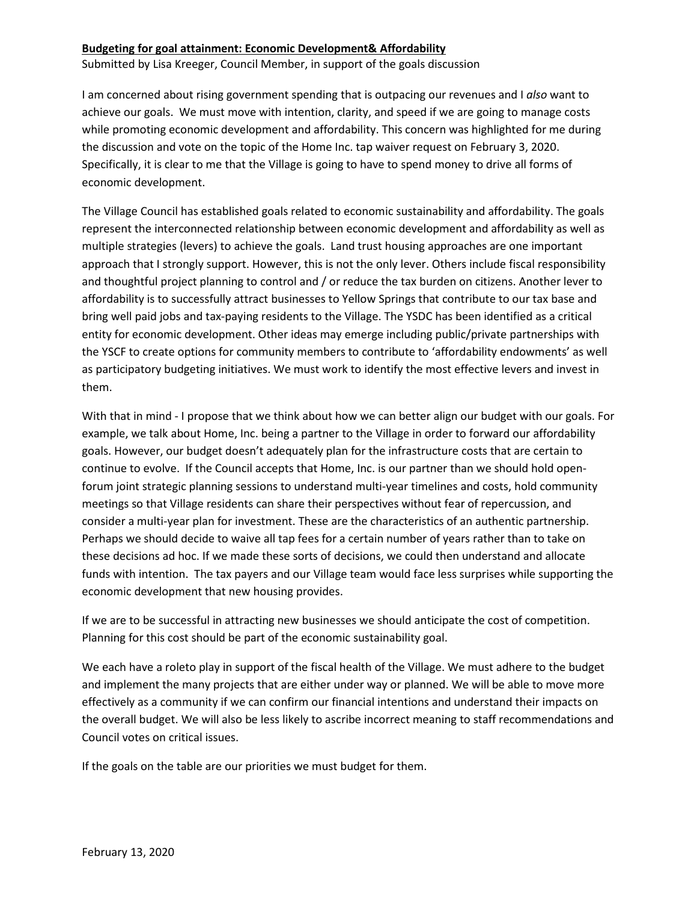**Budgeting for goal attainment: Economic Development& Affordability**

Submitted by Lisa Kreeger, Council Member, in support of the goals discussion

I am concerned about rising government spending that is outpacing our revenues and I *also* want to achieve our goals. We must move with intention, clarity, and speed if we are going to manage costs while promoting economic development and affordability. This concern was highlighted for me during the discussion and vote on the topic of the Home Inc. tap waiver request on February 3, 2020. Specifically, it is clear to me that the Village is going to have to spend money to drive all forms of economic development.

The Village Council has established goals related to economic sustainability and affordability. The goals represent the interconnected relationship between economic development and affordability as well as multiple strategies (levers) to achieve the goals. Land trust housing approaches are one important approach that I strongly support. However, this is not the only lever. Others include fiscal responsibility and thoughtful project planning to control and / or reduce the tax burden on citizens. Another lever to affordability is to successfully attract businesses to Yellow Springs that contribute to our tax base and bring well paid jobs and tax-paying residents to the Village. The YSDC has been identified as a critical entity for economic development. Other ideas may emerge including public/private partnerships with the YSCF to create options for community members to contribute to 'affordability endowments' as well as participatory budgeting initiatives. We must work to identify the most effective levers and invest in them.

With that in mind - I propose that we think about how we can better align our budget with our goals. For example, we talk about Home, Inc. being a partner to the Village in order to forward our affordability goals. However, our budget doesn't adequately plan for the infrastructure costs that are certain to continue to evolve. If the Council accepts that Home, Inc. is our partner than we should hold open-forum joint strategic planning sessions to understand multi-year timelines and costs, hold community meetings so that Village residents can share their perspectives without fear of repercussion, and consider a multi-year plan for investment. These are the characteristics of an authentic partnership. Perhaps we should decide to waive all tap fees for a certain number of years rather than to take on these decisions ad hoc. If we made these sorts of decisions, we could then understand and allocate funds with intention. The tax payers and our Village team would face less surprises while supporting the economic development that new housing provides.

If we are to be successful in attracting new businesses we should anticipate the cost of competition. Planning for this cost should be part of the economic sustainability goal.

We each have a roleto play in support of the fiscal health of the Village. We must adhere to the budget and implement the many projects that are either under way or planned. We will be able to move more effectively as a community if we can confirm our financial intentions and understand their impacts on the overall budget. We will also be less likely to ascribe incorrect meaning to staff recommendations and Council votes on critical issues.

If the goals on the table are our priorities we must budget for them.

February 13, 2020